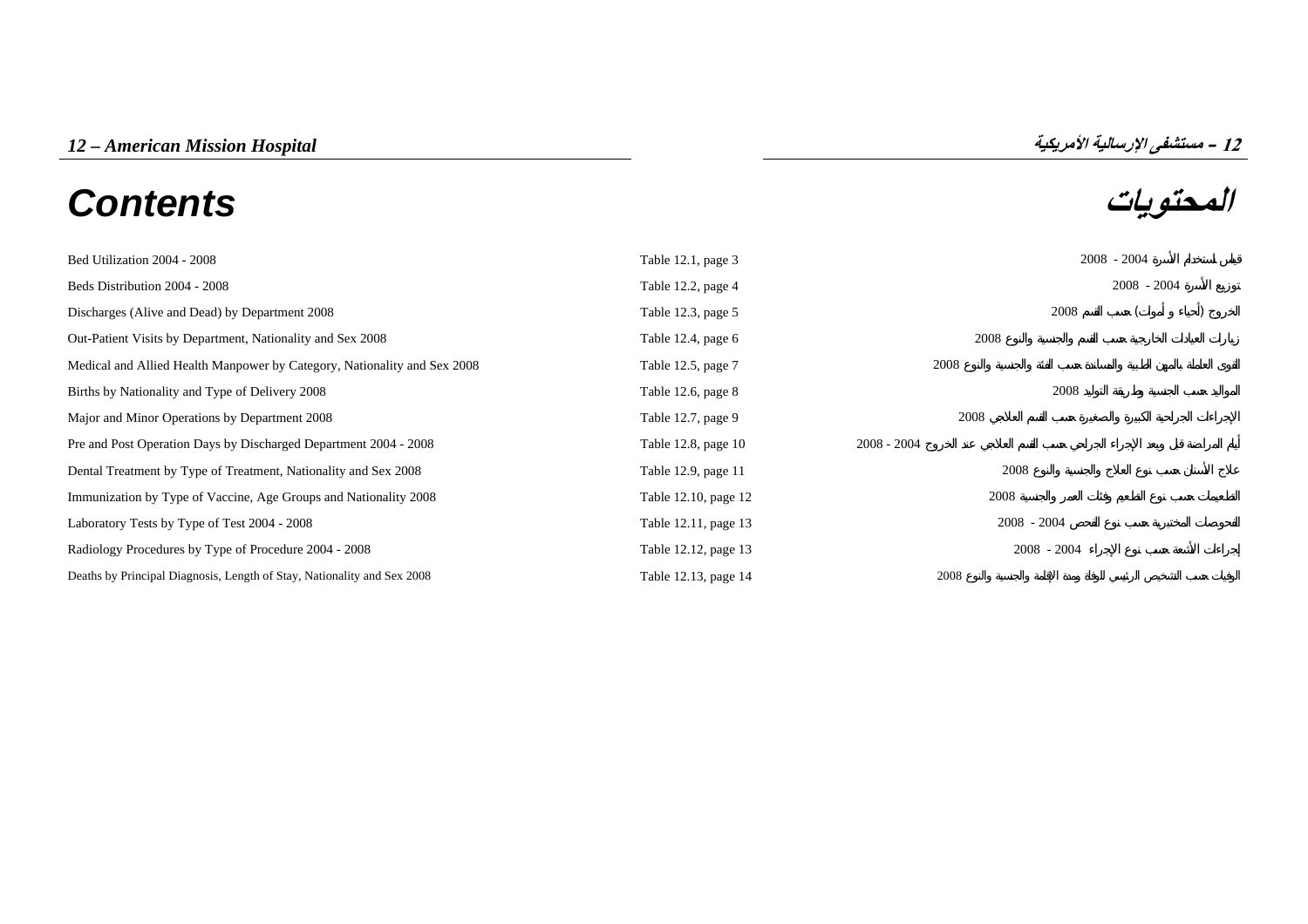# 12 – American Mission Hospital

# 12 – مستشفى الإرسالية الأمريكية

## Contents

## المحتويات

| | | |
|---|---|---|
| Bed Utilization 2004 - 2008 | Table 12.1, page 3 | قياس استخدام الأسرة 2004 - 2008 |
| Beds Distribution 2004 - 2008 | Table 12.2, page 4 | توزيع الأسرة 2004 - 2008 |
| Discharges (Alive and Dead) by Department 2008 | Table 12.3, page 5 | الخروج (أحياء و أموات) حسب القسم 2008 |
| Out-Patient Visits by Department, Nationality and Sex 2008 | Table 12.4, page 6 | زيارات العيادات الخارجية حسب القسم والجنسية والنوع 2008 |
| Medical and Allied Health Manpower by Category, Nationality and Sex 2008 | Table 12.5, page 7 | القوى العاملة بالمهن الطبية والمساندة حسب الفئة والجنسية والنوع 2008 |
| Births by Nationality and Type of Delivery 2008 | Table 12.6, page 8 | المواليد حسب الجنسية وطريقة التوليد 2008 |
| Major and Minor Operations by Department 2008 | Table 12.7, page 9 | الإجراءات الجراحية الكبيرة والصغيرة حسب القسم العلاجي 2008 |
| Pre and Post Operation Days by Discharged Department 2004 - 2008 | Table 12.8, page 10 | أيام المراضة قبل وبعد الإجراء الجراحي حسب القسم العلاجي عند الخروج 2004 - 2008 |
| Dental Treatment by Type of Treatment, Nationality and Sex 2008 | Table 12.9, page 11 | علاج الأسنان حسب نوع العلاج والجنسية والنوع 2008 |
| Immunization by Type of Vaccine, Age Groups and Nationality 2008 | Table 12.10, page 12 | التطعيمات حسب نوع الطعم وفئات العمر والجنسية 2008 |
| Laboratory Tests by Type of Test 2004 - 2008 | Table 12.11, page 13 | الفحوصات المختبرية حسب نوع الفحص 2004 - 2008 |
| Radiology Procedures by Type of Procedure 2004 - 2008 | Table 12.12, page 13 | إجراءات الأشعة حسب نوع الإجراء 2004 - 2008 |
| Deaths by Principal Diagnosis, Length of Stay, Nationality and Sex 2008 | Table 12.13, page 14 | الوفيات حسب التشخيص الرئيسي للوفاة ومدة الإقامة والجنسية والنوع 2008 |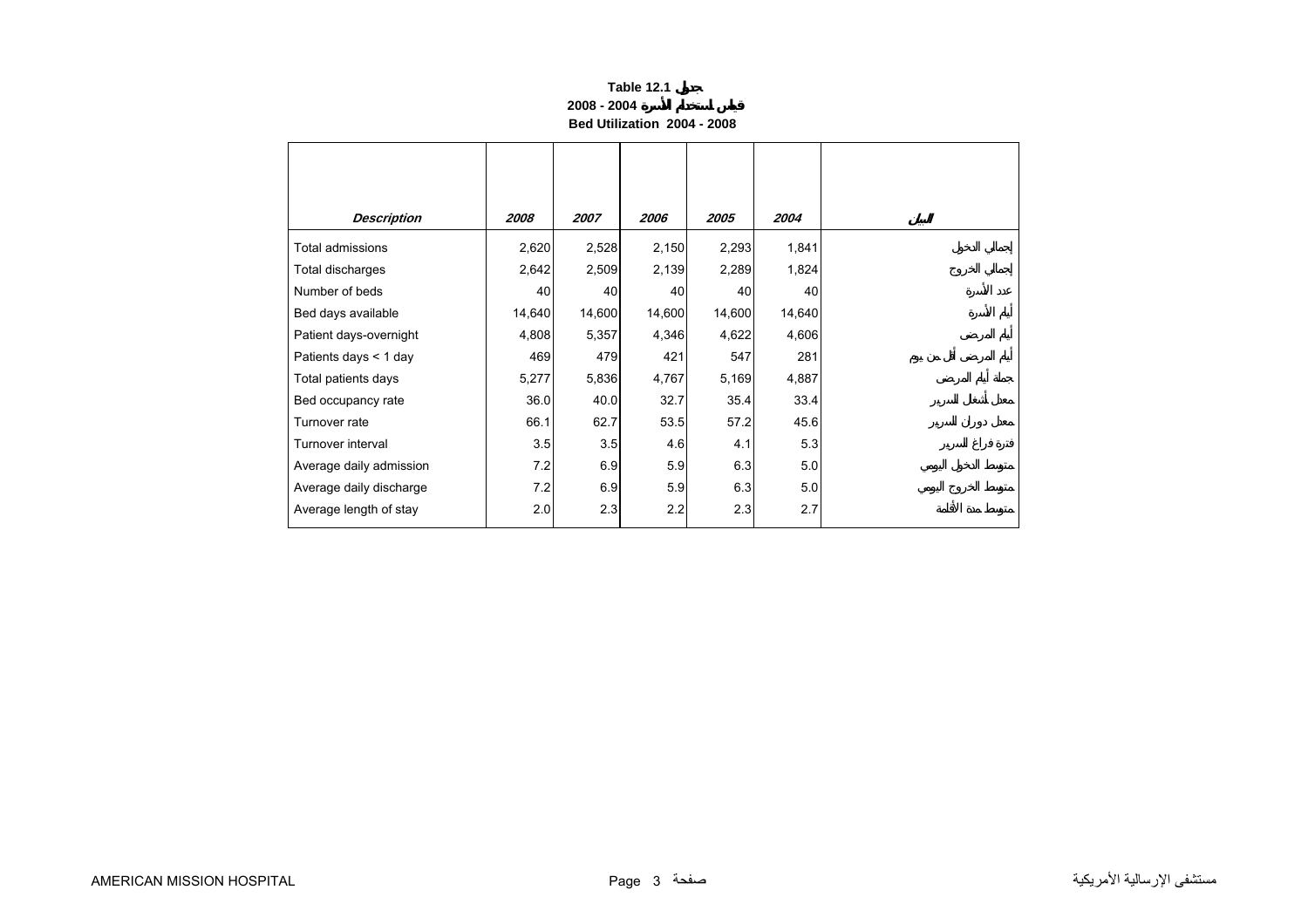**Table 12.1 جدول**

**قياس استخدام الأسرة 2004 - 2008**

**Bed Utilization 2004 - 2008**

| *Description* | *2008* | *2007* | *2006* | *2005* | *2004* | البيان |
|---|---|---|---|---|---|---|
| Total admissions | 2,620 | 2,528 | 2,150 | 2,293 | 1,841 | إجمالي الدخول |
| Total discharges | 2,642 | 2,509 | 2,139 | 2,289 | 1,824 | إجمالي الخروج |
| Number of beds | 40 | 40 | 40 | 40 | 40 | عدد الأسرة |
| Bed days available | 14,640 | 14,600 | 14,600 | 14,600 | 14,640 | أيام الأسرة |
| Patient days-overnight | 4,808 | 5,357 | 4,346 | 4,622 | 4,606 | أيام المرضى |
| Patients days < 1 day | 469 | 479 | 421 | 547 | 281 | أيام المرضى أقل من يوم |
| Total patients days | 5,277 | 5,836 | 4,767 | 5,169 | 4,887 | جملة أيام المرضى |
| Bed occupancy rate | 36.0 | 40.0 | 32.7 | 35.4 | 33.4 | معدل أشغال السرير |
| Turnover rate | 66.1 | 62.7 | 53.5 | 57.2 | 45.6 | معدل دوران السرير |
| Turnover interval | 3.5 | 3.5 | 4.6 | 4.1 | 5.3 | فترة فراغ السرير |
| Average daily admission | 7.2 | 6.9 | 5.9 | 6.3 | 5.0 | متوسط الدخول اليومي |
| Average daily discharge | 7.2 | 6.9 | 5.9 | 6.3 | 5.0 | متوسط الخروج اليومي |
| Average length of stay | 2.0 | 2.3 | 2.2 | 2.3 | 2.7 | متوسط مدة الأقامة |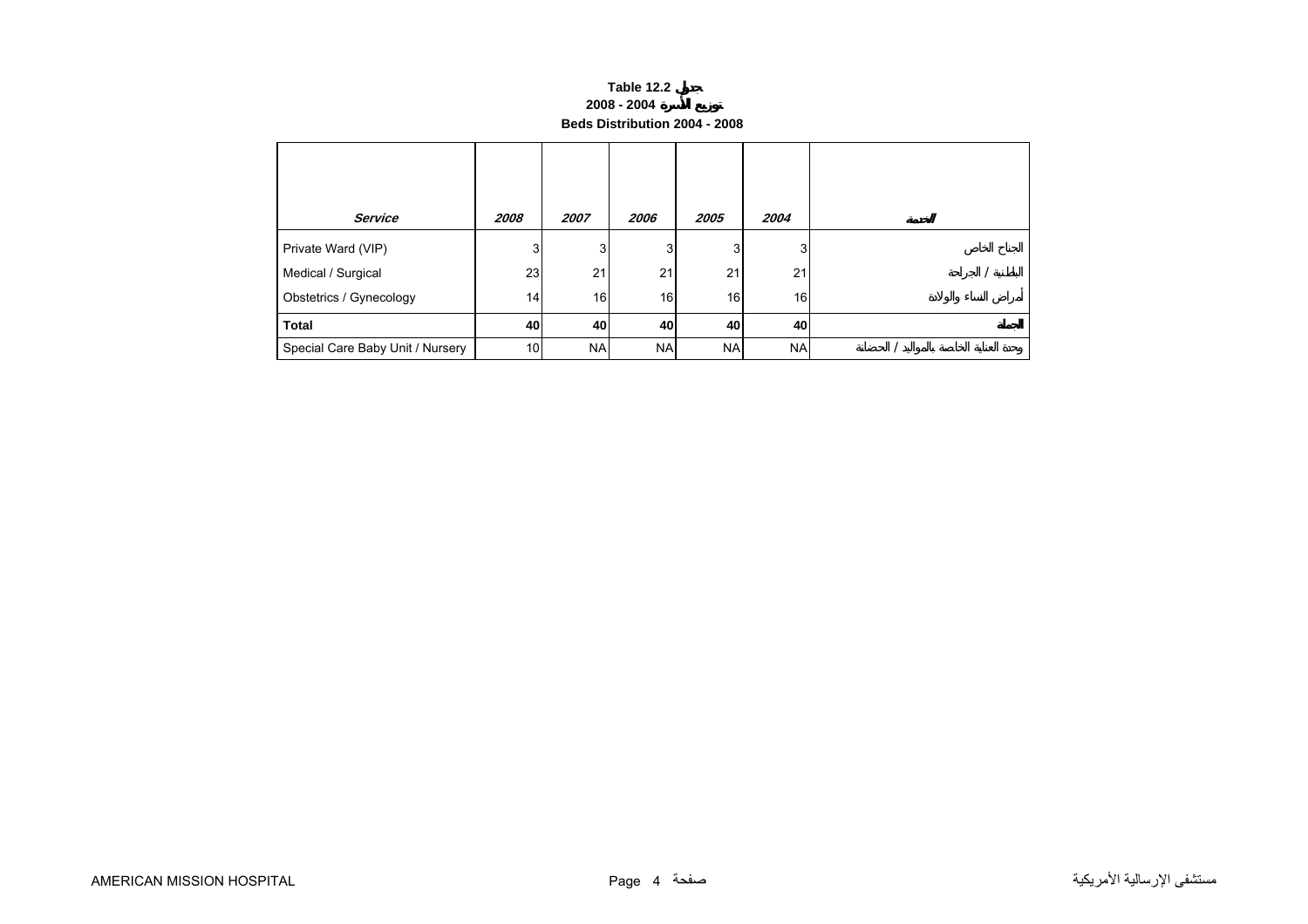**Table 12.2 جدول**

**2008 - 2004 توزيع الأسرة**

**Beds Distribution 2004 - 2008**

| *Service* | *2008* | *2007* | *2006* | *2005* | *2004* | *الخدمة* |
|---|---|---|---|---|---|---|
| Private Ward (VIP) | 3 | 3 | 3 | 3 | 3 | الجناح الخاص |
| Medical / Surgical | 23 | 21 | 21 | 21 | 21 | الباطنية / الجراحة |
| Obstetrics / Gynecology | 14 | 16 | 16 | 16 | 16 | أمراض النساء والولادة |
| **Total** | **40** | **40** | **40** | **40** | **40** | **الجملة** |
| Special Care Baby Unit / Nursery | 10 | NA | NA | NA | NA | وحدة العناية الخاصة بالمواليد / الحضانة |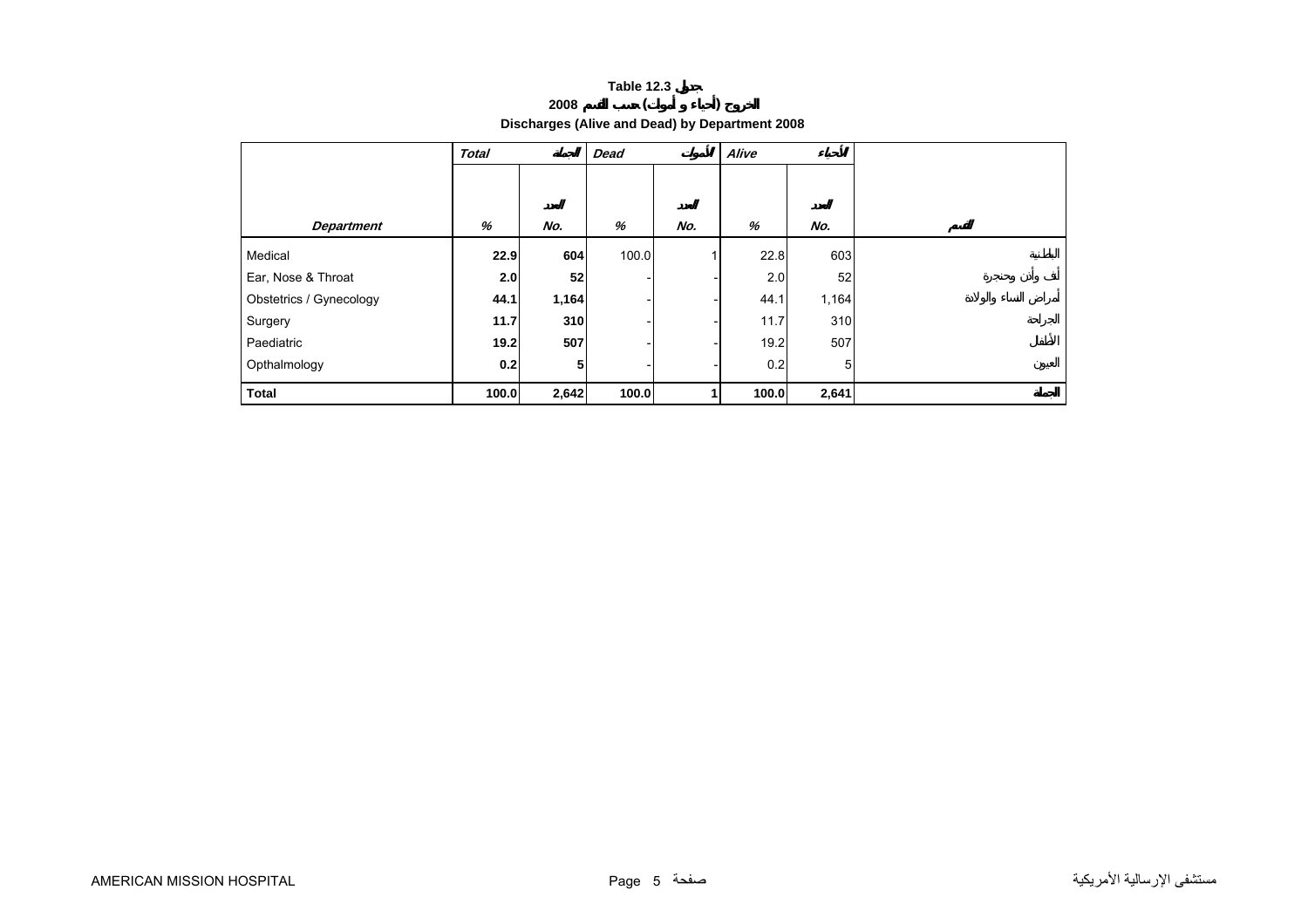# Table 12.3 جدول

## 2008 الخروج (أحياء و أموات) حسب القسم

## Discharges (Alive and Dead) by Department 2008

| | Total | الجملة | Dead | الأموات | Alive | الأحياء | |
|---|---|---|---|---|---|---|---|
| *Department* | *%* | *No.* العدد | *%* | *No.* العدد | *%* | *No.* العدد | القسم |
| Medical | **22.9** | **604** | 100.0 | 1 | 22.8 | 603 | الباطنية |
| Ear, Nose & Throat | **2.0** | **52** | - | - | 2.0 | 52 | أنف وأذن وحنجرة |
| Obstetrics / Gynecology | **44.1** | **1,164** | - | - | 44.1 | 1,164 | أمراض النساء والولادة |
| Surgery | **11.7** | **310** | - | - | 11.7 | 310 | الجراحة |
| Paediatric | **19.2** | **507** | - | - | 19.2 | 507 | الأطفال |
| Opthalmology | **0.2** | **5** | - | - | 0.2 | 5 | العيون |
| **Total** | **100.0** | **2,642** | **100.0** | **1** | **100.0** | **2,641** | **الجملة** |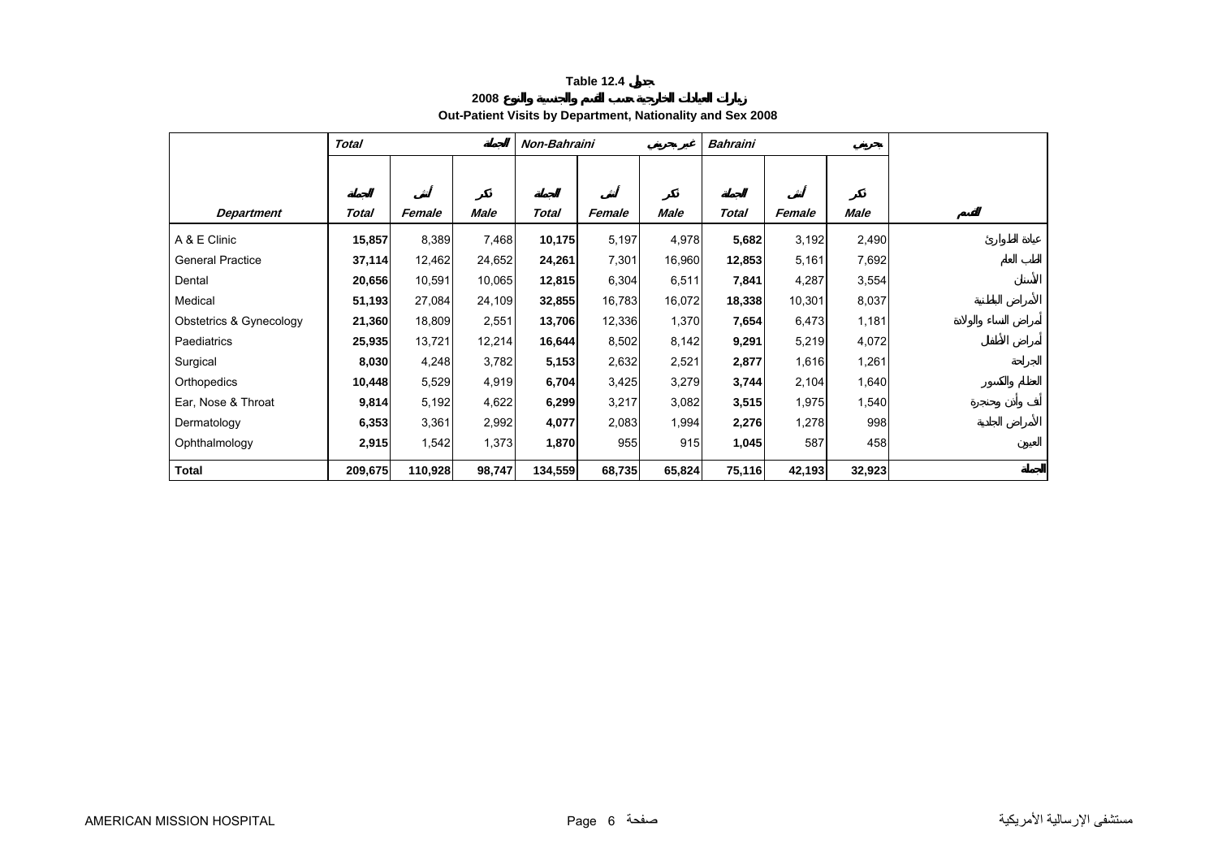**Table 12.4 جدول**

**زيارات العيادات الخارجية حسب القسم والجنسية والنوع 2008**

**Out-Patient Visits by Department, Nationality and Sex 2008**

| | *Total* | | الجملة | *Non-Bahraini* | | غير بحريني | *Bahraini* | | بحريني | |
|---|---|---|---|---|---|---|---|---|---|---|
| | الجملة | أنثى | ذكر | الجملة | أنثى | ذكر | الجملة | أنثى | ذكر | |
| ***Department*** | ***Total*** | ***Female*** | ***Male*** | ***Total*** | ***Female*** | ***Male*** | ***Total*** | ***Female*** | ***Male*** | القسم |
| A & E Clinic | **15,857** | 8,389 | 7,468 | **10,175** | 5,197 | 4,978 | **5,682** | 3,192 | 2,490 | عيادة الطوارئ |
| General Practice | **37,114** | 12,462 | 24,652 | **24,261** | 7,301 | 16,960 | **12,853** | 5,161 | 7,692 | الطب العام |
| Dental | **20,656** | 10,591 | 10,065 | **12,815** | 6,304 | 6,511 | **7,841** | 4,287 | 3,554 | الأسنان |
| Medical | **51,193** | 27,084 | 24,109 | **32,855** | 16,783 | 16,072 | **18,338** | 10,301 | 8,037 | الأمراض الباطنية |
| Obstetrics & Gynecology | **21,360** | 18,809 | 2,551 | **13,706** | 12,336 | 1,370 | **7,654** | 6,473 | 1,181 | أمراض النساء والولادة |
| Paediatrics | **25,935** | 13,721 | 12,214 | **16,644** | 8,502 | 8,142 | **9,291** | 5,219 | 4,072 | أمراض الأطفال |
| Surgical | **8,030** | 4,248 | 3,782 | **5,153** | 2,632 | 2,521 | **2,877** | 1,616 | 1,261 | الجراحة |
| Orthopedics | **10,448** | 5,529 | 4,919 | **6,704** | 3,425 | 3,279 | **3,744** | 2,104 | 1,640 | العظام والكسور |
| Ear, Nose & Throat | **9,814** | 5,192 | 4,622 | **6,299** | 3,217 | 3,082 | **3,515** | 1,975 | 1,540 | أنف وأذن وحنجرة |
| Dermatology | **6,353** | 3,361 | 2,992 | **4,077** | 2,083 | 1,994 | **2,276** | 1,278 | 998 | الأمراض الجلدية |
| Ophthalmology | **2,915** | 1,542 | 1,373 | **1,870** | 955 | 915 | **1,045** | 587 | 458 | العيون |
| **Total** | **209,675** | **110,928** | **98,747** | **134,559** | **68,735** | **65,824** | **75,116** | **42,193** | **32,923** | **الجملة** |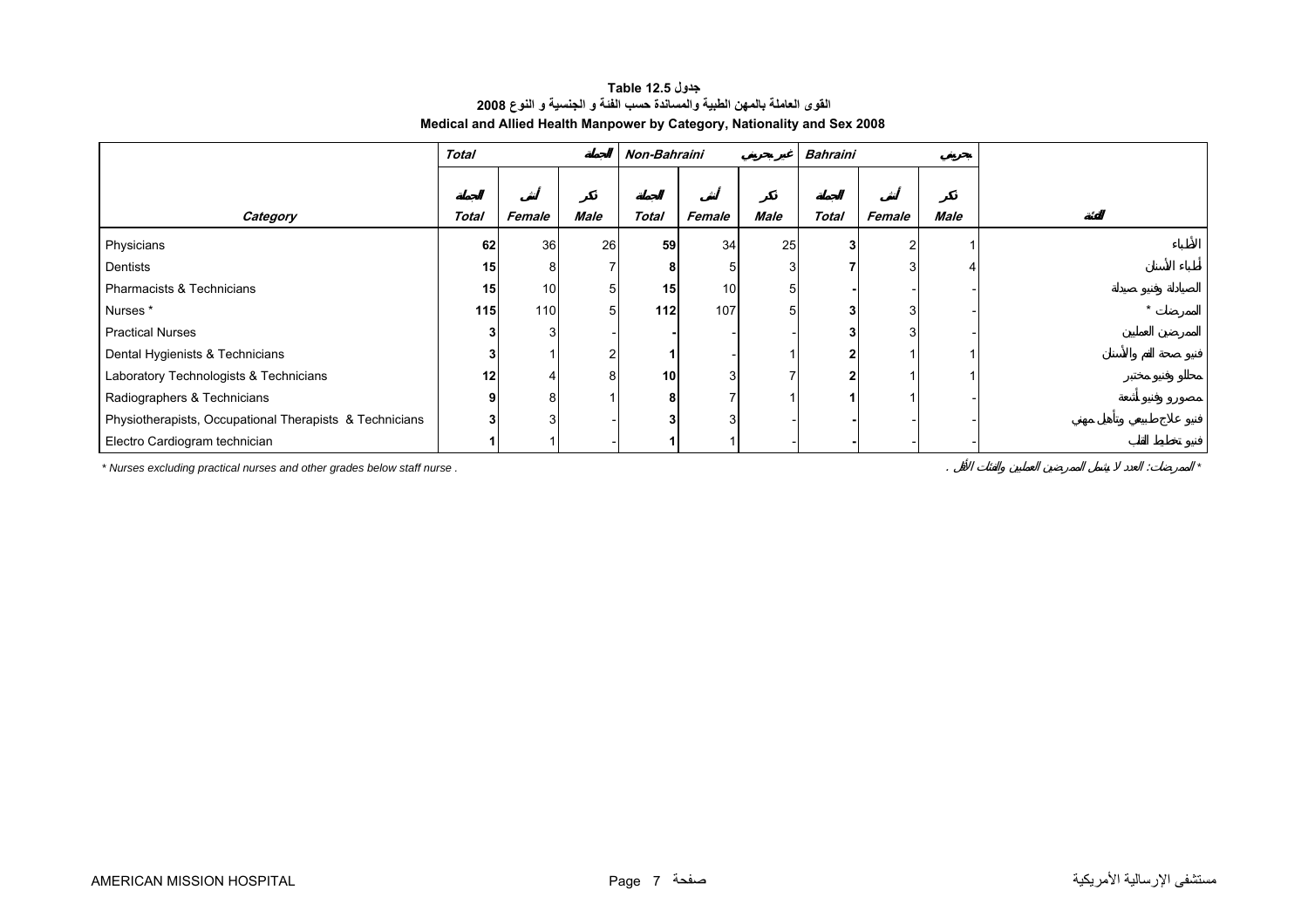**Table 12.5 جدول**

**القوى العاملة بالمهن الطبية والمساندة حسب الفئة و الجنسية و النوع 2008**

**Medical and Allied Health Manpower by Category, Nationality and Sex 2008**

| | *Total* | | الجملة | *Non-Bahraini* | | غير بحريني | *Bahraini* | | بحريني | |
|---|---|---|---|---|---|---|---|---|---|---|
| *Category* | الجملة *Total* | أنثى *Female* | ذكر *Male* | الجملة *Total* | أنثى *Female* | ذكر *Male* | الجملة *Total* | أنثى *Female* | ذكر *Male* | الفئة |
| Physicians | **62** | 36 | 26 | **59** | 34 | 25 | **3** | 2 | 1 | الأطباء |
| Dentists | **15** | 8 | 7 | **8** | 5 | 3 | **7** | 3 | 4 | أطباء الأسنان |
| Pharmacists & Technicians | **15** | 10 | 5 | **15** | 10 | 5 | **-** | - | - | الصيادلة وفنيو صيدلة |
| Nurses * | **115** | 110 | 5 | **112** | 107 | 5 | **3** | 3 | - | الممرضات * |
| Practical Nurses | **3** | 3 | - | **-** | - | - | **3** | 3 | - | الممرضين العمليين |
| Dental Hygienists & Technicians | **3** | 1 | 2 | **1** | - | 1 | **2** | 1 | 1 | فنيو صحة الفم والأسنان |
| Laboratory Technologists & Technicians | **12** | 4 | 8 | **10** | 3 | 7 | **2** | 1 | 1 | محللو وفنيو مختبر |
| Radiographers & Technicians | **9** | 8 | 1 | **8** | 7 | 1 | **1** | 1 | - | مصورو وفنيو أشعة |
| Physiotherapists, Occupational Therapists & Technicians | **3** | 3 | - | **3** | 3 | - | **-** | - | - | فنيو علاج طبيعي وتأهيل مهني |
| Electro Cardiogram technician | **1** | 1 | - | **1** | 1 | - | **-** | - | - | فنيو تخطيط القلب |

*\* Nurses excluding practical nurses and other grades below staff nurse .*

*\* الممرضات: العدد لا يشمل الممرضين العمليين والفئات الأقل .*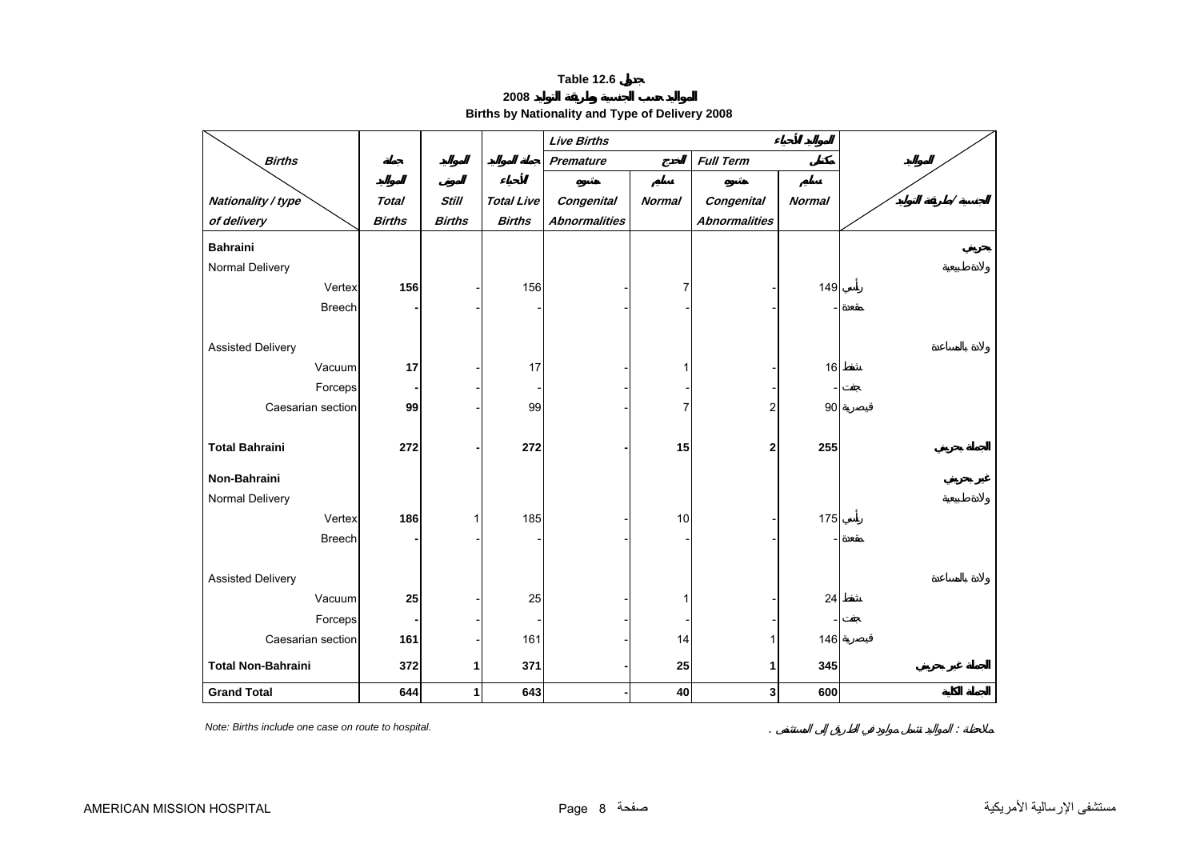**Table 12.6 جدول**

**2008 المواليد حسب الجنسية وطريقة التوليد**

**Births by Nationality and Type of Delivery 2008**

| Births / Nationality / type of delivery | Total Births جملة المواليد | Still Births المواليد الموتى | Total Live Births جملة المواليد الأحياء | Live Births المواليد الأحياء | | | | المواليد / الجنسية / طريقة التوليد |
|---|---|---|---|---|---|---|---|---|
| | | | | Premature الخدج | | Full Term مكتمل | | |
| | | | | Congenital Abnormalities مشوه | Normal سليم | Congenital Abnormalities مشوه | Normal سليم | |
| **Bahraini** | | | | | | | | **بحريني** |
| Normal Delivery | | | | | | | | ولادة طبيعية |
| Vertex | **156** | - | 156 | - | 7 | - | 149 | رأسي |
| Breech | **-** | - | - | - | - | - | - | مقعدة |
| Assisted Delivery | | | | | | | | ولادة بالمساعدة |
| Vacuum | **17** | - | 17 | - | 1 | - | 16 | شفط |
| Forceps | **-** | - | - | - | - | - | - | جفت |
| Caesarian section | **99** | - | 99 | - | 7 | 2 | 90 | قيصرية |
| **Total Bahraini** | **272** | **-** | **272** | **-** | **15** | **2** | **255** | **الجملة بحريني** |
| **Non-Bahraini** | | | | | | | | **غير بحريني** |
| Normal Delivery | | | | | | | | ولادة طبيعية |
| Vertex | **186** | 1 | 185 | - | 10 | - | 175 | رأسي |
| Breech | **-** | - | - | - | - | - | - | مقعدة |
| Assisted Delivery | | | | | | | | ولادة بالمساعدة |
| Vacuum | **25** | - | 25 | - | 1 | - | 24 | شفط |
| Forceps | **-** | - | - | - | - | - | - | جفت |
| Caesarian section | **161** | - | 161 | - | 14 | 1 | 146 | قيصرية |
| **Total Non-Bahraini** | **372** | **1** | **371** | **-** | **25** | **1** | **345** | **الجملة غير بحريني** |
| **Grand Total** | **644** | **1** | **643** | **-** | **40** | **3** | **600** | **الجملة الكلية** |

*Note: Births include one case on route to hospital.*

ملاحظة : المواليد تشمل مولود في الطريق إلى المستشفى .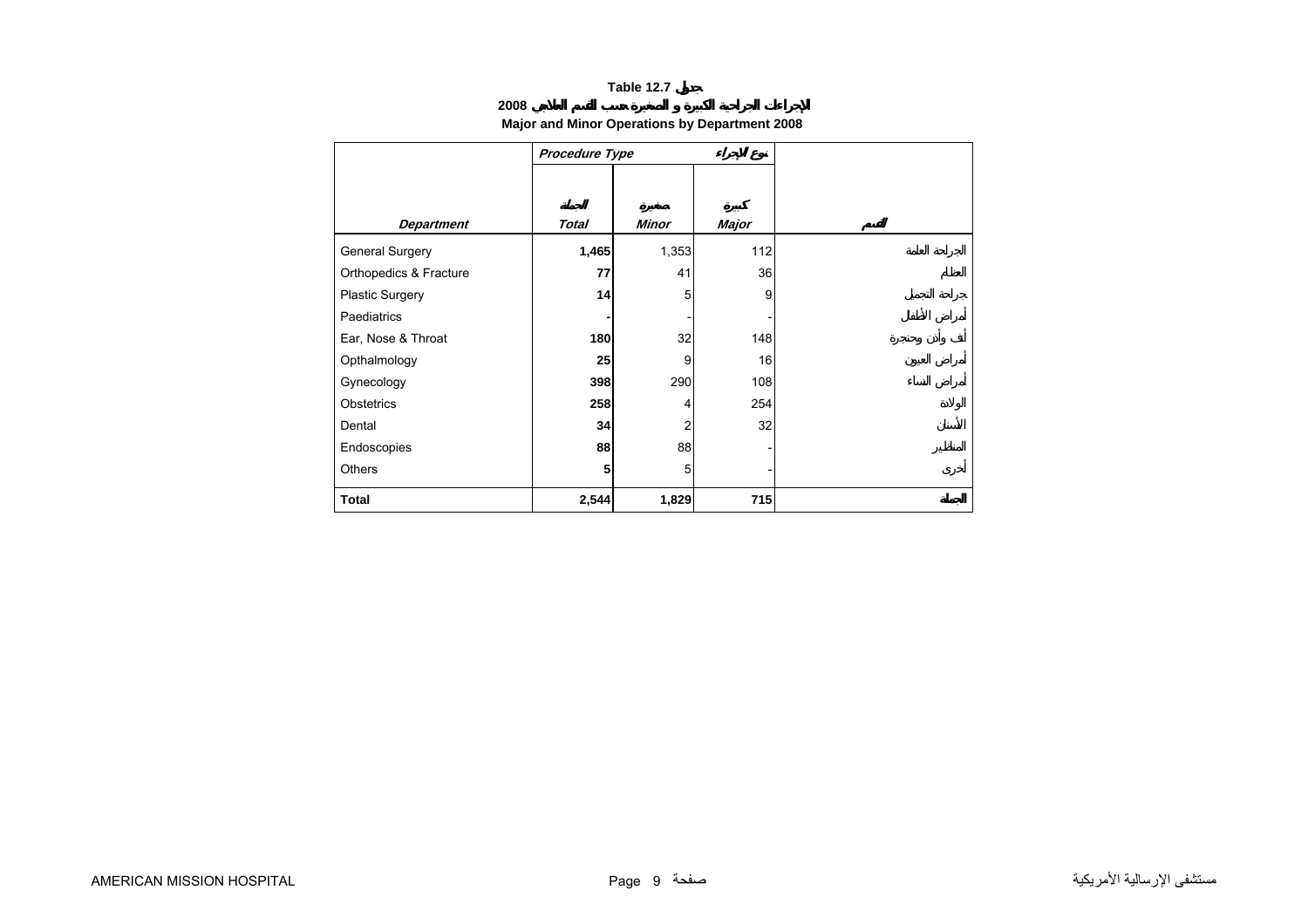**Table 12.7 جدول**

**الإجراءات الجراحية الكبيرة و الصغيرة حسب القسم العلاجي 2008**

**Major and Minor Operations by Department 2008**

| | *Procedure Type* | | نوع الإجراء | |
|---|---|---|---|---|
| ***Department*** | ***Total*** الجملة | ***Minor*** صغيرة | ***Major*** كبيرة | القسم |
| General Surgery | **1,465** | 1,353 | 112 | الجراحة العامة |
| Orthopedics & Fracture | **77** | 41 | 36 | العظام |
| Plastic Surgery | **14** | 5 | 9 | جراحة التجميل |
| Paediatrics | **-** | - | - | أمراض الأطفال |
| Ear, Nose & Throat | **180** | 32 | 148 | أنف وأذن وحنجرة |
| Opthalmology | **25** | 9 | 16 | أمراض العيون |
| Gynecology | **398** | 290 | 108 | أمراض النساء |
| Obstetrics | **258** | 4 | 254 | الولادة |
| Dental | **34** | 2 | 32 | الأسنان |
| Endoscopies | **88** | 88 | - | المناظير |
| Others | **5** | 5 | - | أخرى |
| **Total** | **2,544** | **1,829** | **715** | **الجملة** |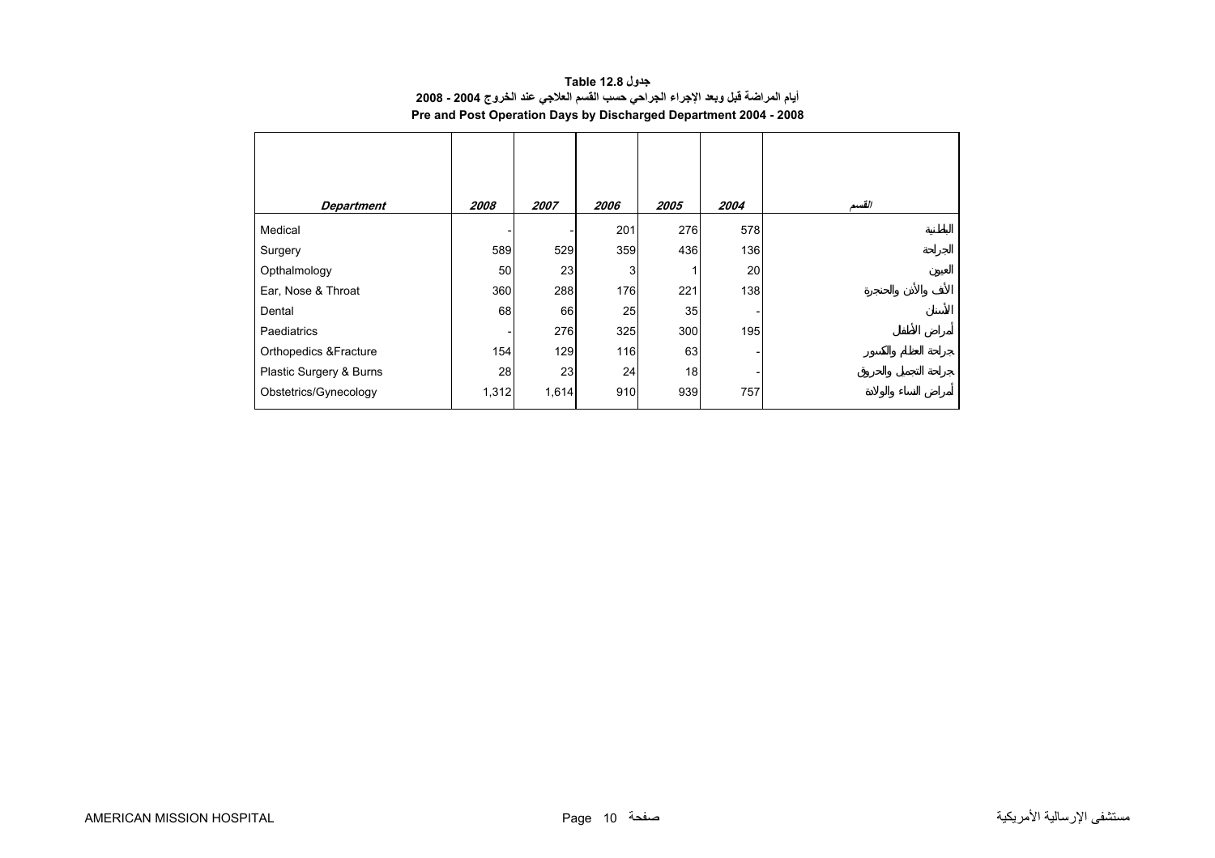**Table 12.8 جدول**

**أيام المراضة قبل وبعد الإجراء الجراحي حسب القسم العلاجي عند الخروج 2004 - 2008**

**Pre and Post Operation Days by Discharged Department 2004 - 2008**

| *Department* | *2008* | *2007* | *2006* | *2005* | *2004* | *القسم* |
|---|---|---|---|---|---|---|
| Medical | - | - | 201 | 276 | 578 | الباطنية |
| Surgery | 589 | 529 | 359 | 436 | 136 | الجراحة |
| Opthalmology | 50 | 23 | 3 | 1 | 20 | العيون |
| Ear, Nose & Throat | 360 | 288 | 176 | 221 | 138 | الأنف والأذن والحنجرة |
| Dental | 68 | 66 | 25 | 35 | - | الأسنان |
| Paediatrics | - | 276 | 325 | 300 | 195 | أمراض الأطفال |
| Orthopedics &Fracture | 154 | 129 | 116 | 63 | - | جراحة العظام والكسور |
| Plastic Surgery & Burns | 28 | 23 | 24 | 18 | - | جراحة التجميل والحروق |
| Obstetrics/Gynecology | 1,312 | 1,614 | 910 | 939 | 757 | أمراض النساء والولادة |

AMERICAN MISSION HOSPITAL مستشفى الإرسالية الأمريكية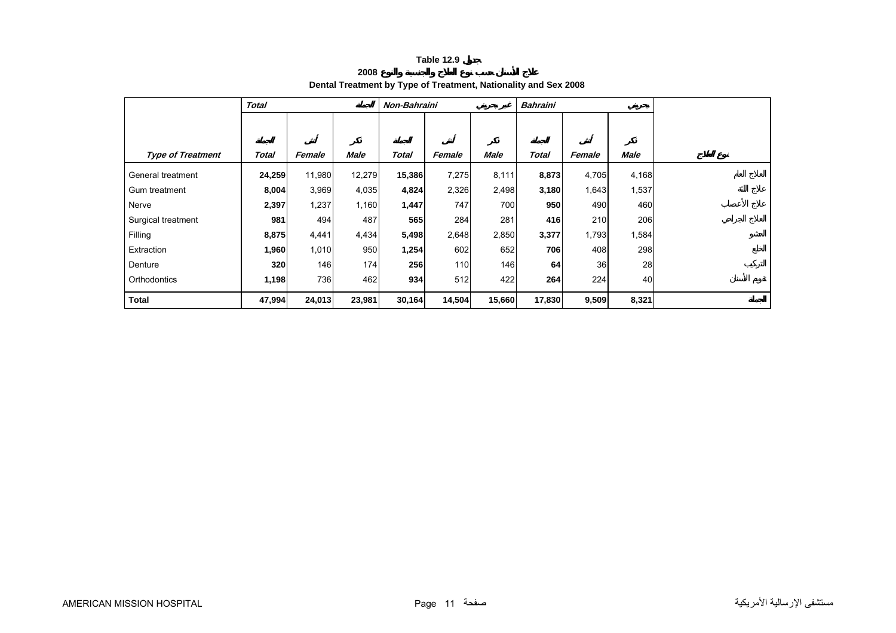**Table 12.9 جدول**

**علاج الأسنان حسب نوع العلاج والجنسية والنوع 2008**

**Dental Treatment by Type of Treatment, Nationality and Sex 2008**

| | *Total* | | *الجملة* | *Non-Bahraini* | | *غير بحريني* | *Bahraini* | | *بحريني* | |
|---|---|---|---|---|---|---|---|---|---|---|
| | *الجملة* | *أنثى* | *ذكر* | *الجملة* | *أنثى* | *ذكر* | *الجملة* | *أنثى* | *ذكر* | |
| ***Type of Treatment*** | ***Total*** | ***Female*** | ***Male*** | ***Total*** | ***Female*** | ***Male*** | ***Total*** | ***Female*** | ***Male*** | ***نوع العلاج*** |
| General treatment | **24,259** | 11,980 | 12,279 | **15,386** | 7,275 | 8,111 | **8,873** | 4,705 | 4,168 | العلاج العام |
| Gum treatment | **8,004** | 3,969 | 4,035 | **4,824** | 2,326 | 2,498 | **3,180** | 1,643 | 1,537 | علاج اللثة |
| Nerve | **2,397** | 1,237 | 1,160 | **1,447** | 747 | 700 | **950** | 490 | 460 | علاج الأعصاب |
| Surgical treatment | **981** | 494 | 487 | **565** | 284 | 281 | **416** | 210 | 206 | العلاج الجراحي |
| Filling | **8,875** | 4,441 | 4,434 | **5,498** | 2,648 | 2,850 | **3,377** | 1,793 | 1,584 | الحشو |
| Extraction | **1,960** | 1,010 | 950 | **1,254** | 602 | 652 | **706** | 408 | 298 | الخلع |
| Denture | **320** | 146 | 174 | **256** | 110 | 146 | **64** | 36 | 28 | التركيب |
| Orthodontics | **1,198** | 736 | 462 | **934** | 512 | 422 | **264** | 224 | 40 | تقويم الأسنان |
| **Total** | **47,994** | **24,013** | **23,981** | **30,164** | **14,504** | **15,660** | **17,830** | **9,509** | **8,321** | **الجملة** |

AMERICAN MISSION HOSPITAL مستشفى الإرسالية الأمريكية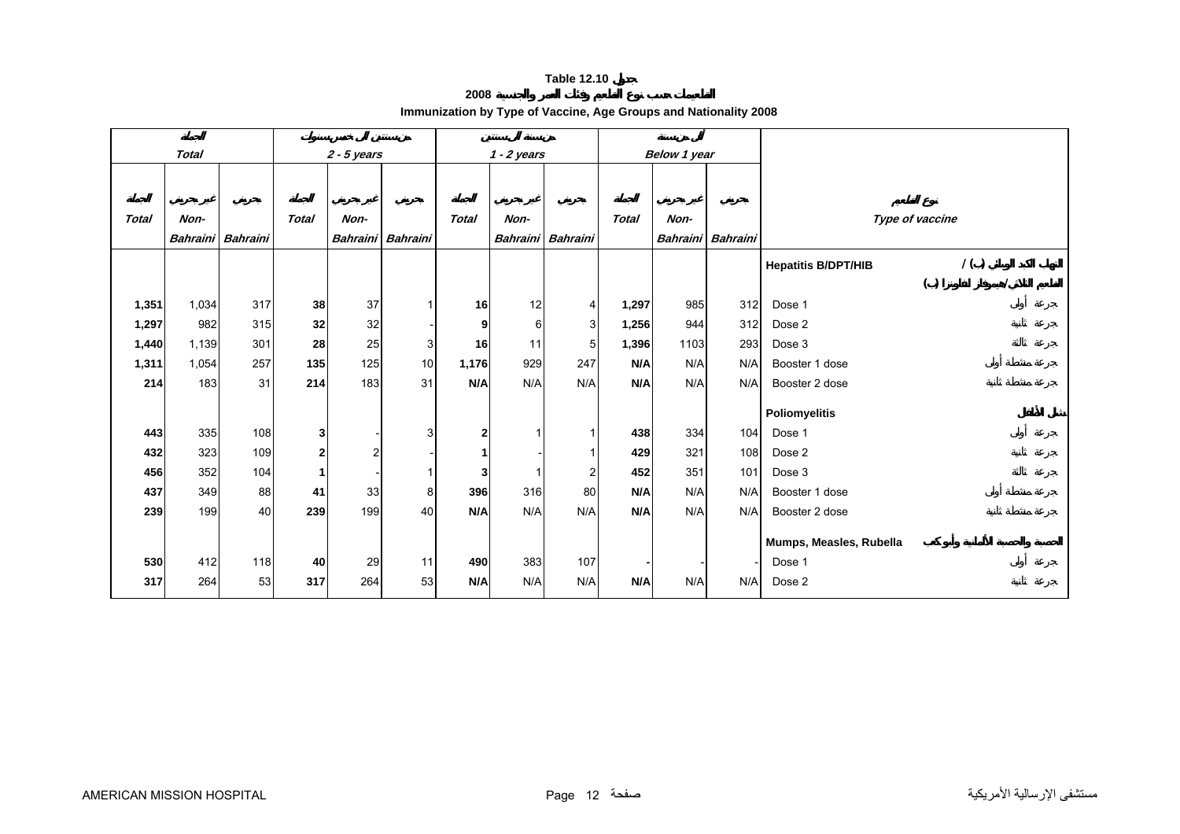**Table 12.10 جدول**

**2008 التطعيمات حسب نوع المطعم وفئات العمر والجنسية**

**Immunization by Type of Vaccine, Age Groups and Nationality 2008**

| الجملة *Total* | | | من سنتين إلى خمس سنوات *2 - 5 years* | | | من سنة إلى سنتين *1 - 2 years* | | | أقل من سنة *Below 1 year* | | | نوع المطعم *Type of vaccine* |
|---|---|---|---|---|---|---|---|---|---|---|---|---|
| الجملة *Total* | غير بحريني *Non-Bahraini* | بحريني *Bahraini* | الجملة *Total* | غير بحريني *Non-Bahraini* | بحريني *Bahraini* | الجملة *Total* | غير بحريني *Non-Bahraini* | بحريني *Bahraini* | الجملة *Total* | غير بحريني *Non-Bahraini* | بحريني *Bahraini* | |
| | | | | | | | | | | | | **Hepatitis B/DPT/HIB** التهاب الكبد الوبائي (ب) / المطعم الثلاثي/هيموفيلاس انفلونزا (ب) |
| **1,351** | 1,034 | 317 | **38** | 37 | 1 | **16** | 12 | 4 | **1,297** | 985 | 312 | Dose 1 جرعة أولى |
| **1,297** | 982 | 315 | **32** | 32 | - | **9** | 6 | 3 | **1,256** | 944 | 312 | Dose 2 جرعة ثانية |
| **1,440** | 1,139 | 301 | **28** | 25 | 3 | **16** | 11 | 5 | **1,396** | 1103 | 293 | Dose 3 جرعة ثالثة |
| **1,311** | 1,054 | 257 | **135** | 125 | 10 | **1,176** | 929 | 247 | **N/A** | N/A | N/A | Booster 1 dose جرعة منشطة أولى |
| **214** | 183 | 31 | **214** | 183 | 31 | **N/A** | N/A | N/A | **N/A** | N/A | N/A | Booster 2 dose جرعة منشطة ثانية |
| | | | | | | | | | | | | **Poliomyelitis** شلل الأطفال |
| **443** | 335 | 108 | **3** | - | 3 | **2** | 1 | 1 | **438** | 334 | 104 | Dose 1 جرعة أولى |
| **432** | 323 | 109 | **2** | 2 | - | **1** | - | 1 | **429** | 321 | 108 | Dose 2 جرعة ثانية |
| **456** | 352 | 104 | **1** | - | 1 | **3** | 1 | 2 | **452** | 351 | 101 | Dose 3 جرعة ثالثة |
| **437** | 349 | 88 | **41** | 33 | 8 | **396** | 316 | 80 | **N/A** | N/A | N/A | Booster 1 dose جرعة منشطة أولى |
| **239** | 199 | 40 | **239** | 199 | 40 | **N/A** | N/A | N/A | **N/A** | N/A | N/A | Booster 2 dose جرعة منشطة ثانية |
| | | | | | | | | | | | | **Mumps, Measles, Rubella** الحصبة والحصبة الألمانية وأبو كعب |
| **530** | 412 | 118 | **40** | 29 | 11 | **490** | 383 | 107 | **-** | - | - | Dose 1 جرعة أولى |
| **317** | 264 | 53 | **317** | 264 | 53 | **N/A** | N/A | N/A | **N/A** | N/A | N/A | Dose 2 جرعة ثانية |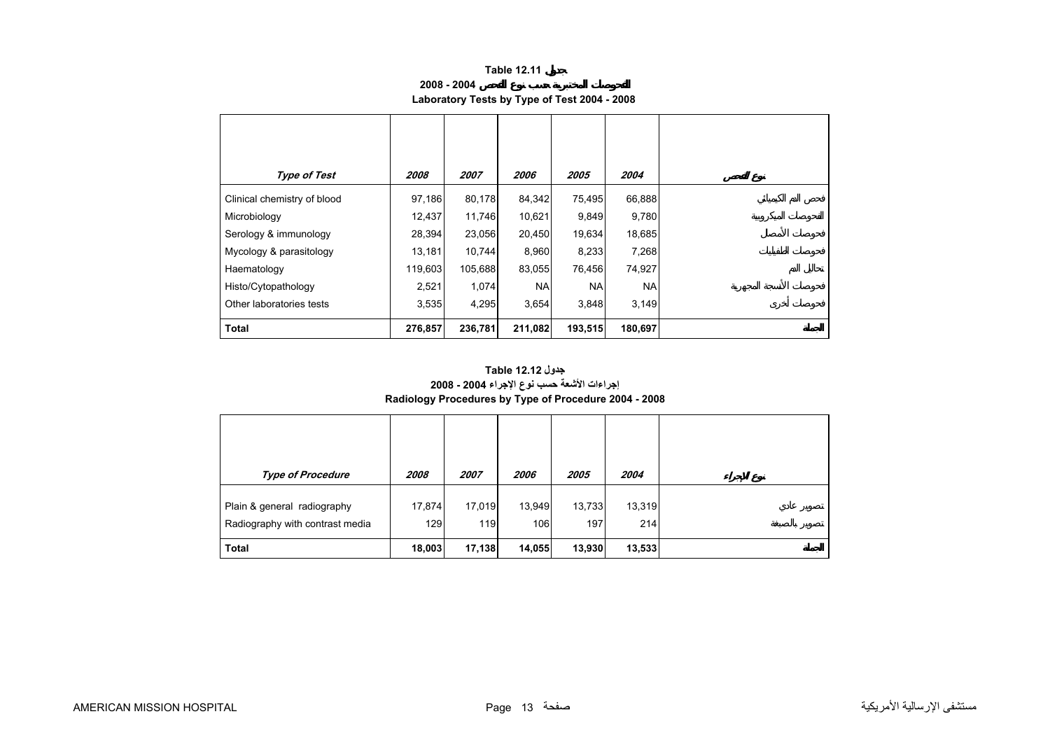## Table 12.11 جدول

## الفحوصات المختبرية حسب نوع الفحص 2004 - 2008

## Laboratory Tests by Type of Test 2004 - 2008

| *Type of Test* | *2008* | *2007* | *2006* | *2005* | *2004* | نوع الفحص |
|---|---|---|---|---|---|---|
| Clinical chemistry of blood | 97,186 | 80,178 | 84,342 | 75,495 | 66,888 | فحص الدم الكيميائي |
| Microbiology | 12,437 | 11,746 | 10,621 | 9,849 | 9,780 | الفحوصات الميكروبية |
| Serology & immunology | 28,394 | 23,056 | 20,450 | 19,634 | 18,685 | فحوصات الأمصال |
| Mycology & parasitology | 13,181 | 10,744 | 8,960 | 8,233 | 7,268 | فحوصات الطفيليات |
| Haematology | 119,603 | 105,688 | 83,055 | 76,456 | 74,927 | تحاليل الدم |
| Histo/Cytopathology | 2,521 | 1,074 | NA | NA | NA | فحوصات الأنسجة المجهرية |
| Other laboratories tests | 3,535 | 4,295 | 3,654 | 3,848 | 3,149 | فحوصات أخرى |
| **Total** | **276,857** | **236,781** | **211,082** | **193,515** | **180,697** | **الجملة** |

## Table 12.12 جدول

## إجراءات الأشعة حسب نوع الإجراء 2004 - 2008

## Radiology Procedures by Type of Procedure 2004 - 2008

| *Type of Procedure* | *2008* | *2007* | *2006* | *2005* | *2004* | نوع الإجراء |
|---|---|---|---|---|---|---|
| Plain & general radiography | 17,874 | 17,019 | 13,949 | 13,733 | 13,319 | تصوير عادي |
| Radiography with contrast media | 129 | 119 | 106 | 197 | 214 | تصوير بالصبغة |
| **Total** | **18,003** | **17,138** | **14,055** | **13,930** | **13,533** | **الجملة** |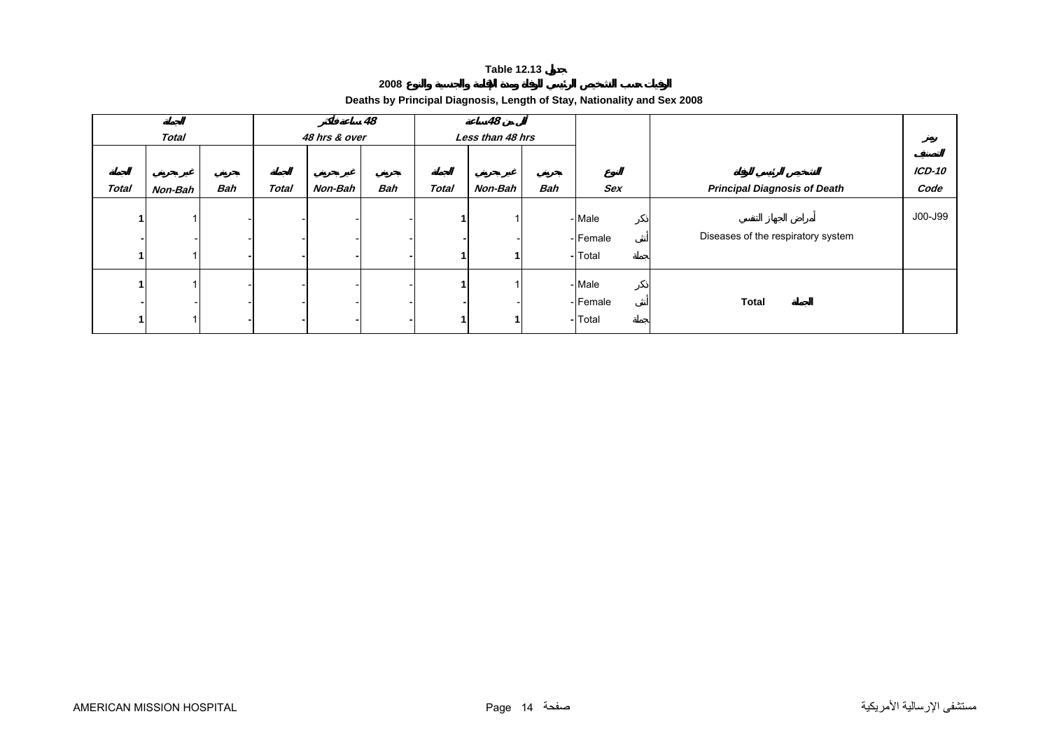**Table 12.13 جدول**

**2008 الوفيات حسب التشخيص الرئيسي للوفاة ومدة الإقامة والجنسية والنوع**

**Deaths by Principal Diagnosis, Length of Stay, Nationality and Sex 2008**

| الجملة Total | | | 48 ساعة فأكثر 48 hrs & over | | | أقل من 48 ساعة Less than 48 hrs | | | | | |
|---|---|---|---|---|---|---|---|---|---|---|---|
| الجملة Total | غير بحريني Non-Bah | بحريني Bah | الجملة Total | غير بحريني Non-Bah | بحريني Bah | الجملة Total | غير بحريني Non-Bah | بحريني Bah | النوع Sex | التشخيص الرئيسي للوفاة Principal Diagnosis of Death | رمز التصنيف ICD-10 Code |
| **1** | 1 | - | - | - | - | **1** | 1 | - | Male ذكر | أمراض الجهاز التنفسي Diseases of the respiratory system | J00-J99 |
| **-** | - | - | - | - | - | **-** | - | - | Female أنثى | | |
| **1** | 1 | **-** | **-** | **-** | **-** | **1** | **1** | **-** | Total جملة | | |
| **1** | 1 | - | - | - | - | **1** | 1 | - | Male ذكر | **Total الجملة** | |
| **-** | - | - | - | - | - | **-** | - | - | Female أنثى | | |
| **1** | 1 | **-** | **-** | **-** | **-** | **1** | **1** | **-** | Total جملة | | |

AMERICAN MISSION HOSPITAL مستشفى الإرسالية الأمريكية